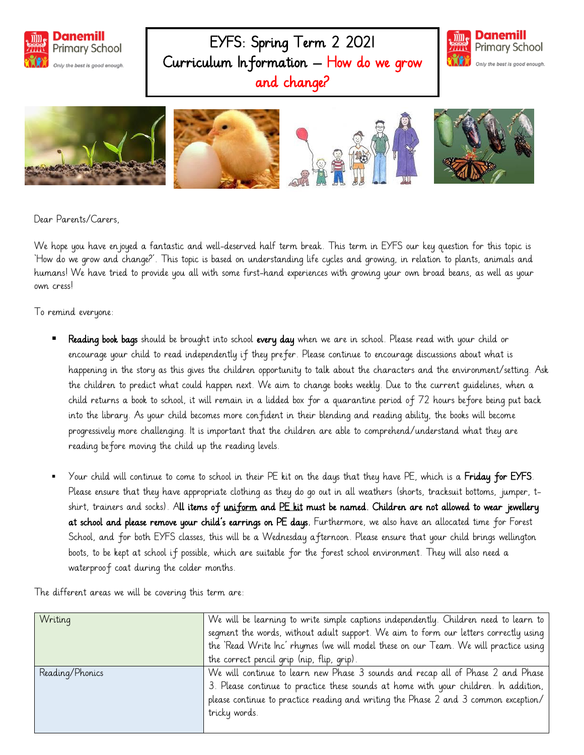# EYFS: Spring Term 2 2021
# Curriculum Information – How do we grow and change?

Dear Parents/Carers,

We hope you have enjoyed a fantastic and well-deserved half term break. This term in EYFS our key question for this topic is 'How do we grow and change?'. This topic is based on understanding life cycles and growing, in relation to plants, animals and humans! We have tried to provide you all with some first-hand experiences with growing your own broad beans, as well as your own cress!

To remind everyone:

- **Reading book bags** should be brought into school **every day** when we are in school. Please read with your child or encourage your child to read independently if they prefer. Please continue to encourage discussions about what is happening in the story as this gives the children opportunity to talk about the characters and the environment/setting. Ask the children to predict what could happen next. We aim to change books weekly. Due to the current guidelines, when a child returns a book to school, it will remain in a lidded box for a quarantine period of 72 hours before being put back into the library. As your child becomes more confident in their blending and reading ability, the books will become progressively more challenging. It is important that the children are able to comprehend/understand what they are reading before moving the child up the reading levels.

- Your child will continue to come to school in their PE kit on the days that they have PE, which is a **Friday for EYFS**. Please ensure that they have appropriate clothing as they do go out in all weathers (shorts, tracksuit bottoms, jumper, t-shirt, trainers and socks). **All items of <u>uniform</u> and <u>PE kit</u> must be named. Children are not allowed to wear jewellery at school and please remove your child's earrings on PE days.** Furthermore, we also have an allocated time for Forest School, and for both EYFS classes, this will be a Wednesday afternoon. Please ensure that your child brings wellington boots, to be kept at school if possible, which are suitable for the forest school environment. They will also need a waterproof coat during the colder months.

The different areas we will be covering this term are:

| | |
|---|---|
| Writing | We will be learning to write simple captions independently. Children need to learn to segment the words, without adult support. We aim to form our letters correctly using the 'Read Write Inc' rhymes (we will model these on our Team. We will practice using the correct pencil grip (nip, flip, grip). |
| Reading/Phonics | We will continue to learn new Phase 3 sounds and recap all of Phase 2 and Phase 3. Please continue to practice these sounds at home with your children. In addition, please continue to practice reading and writing the Phase 2 and 3 common exception/ tricky words. |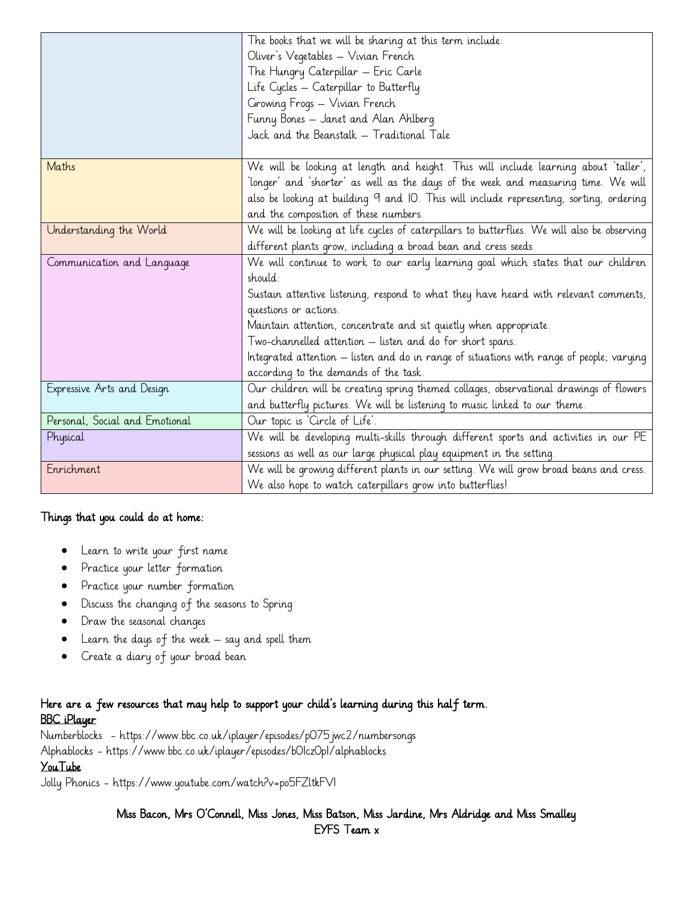| | |
|---|---|
| | The books that we will be sharing at this term include:<br>Oliver's Vegetables – Vivian French<br>The Hungry Caterpillar – Eric Carle<br>Life Cycles – Caterpillar to Butterfly<br>Growing Frogs – Vivian French<br>Funny Bones – Janet and Alan Ahlberg<br>Jack and the Beanstalk – Traditional Tale |
| Maths | We will be looking at length and height. This will include learning about 'taller', 'longer' and 'shorter' as well as the days of the week and measuring time. We will also be looking at building 9 and 10. This will include representing, sorting, ordering and the composition of these numbers. |
| Understanding the World | We will be looking at life cycles of caterpillars to butterflies. We will also be observing different plants grow, including a broad bean and cress seeds. |
| Communication and Language | We will continue to work to our early learning goal which states that our children should:<br>Sustain attentive listening, respond to what they have heard with relevant comments, questions or actions.<br>Maintain attention, concentrate and sit quietly when appropriate.<br>Two-channelled attention – listen and do for short spans.<br>Integrated attention – listen and do in range of situations with range of people; varying according to the demands of the task. |
| Expressive Arts and Design | Our children will be creating spring themed collages, observational drawings of flowers and butterfly pictures. We will be listening to music linked to our theme. |
| Personal, Social and Emotional | Our topic is 'Circle of Life'. |
| Physical | We will be developing multi-skills through different sports and activities in our PE sessions as well as our large physical play equipment in the setting. |
| Enrichment | We will be growing different plants in our setting. We will grow broad beans and cress. We also hope to watch caterpillars grow into butterflies! |

**Things that you could do at home:**

- Learn to write your first name
- Practice your letter formation
- Practice your number formation
- Discuss the changing of the seasons to Spring
- Draw the seasonal changes
- Learn the days of the week – say and spell them
- Create a diary of your broad bean

**Here are a few resources that may help to support your child's learning during this half term.**

**BBC iPlayer**

Numberblocks - https://www.bbc.co.uk/iplayer/episodes/p075jwc2/numbersongs

Alphablocks - https://www.bbc.co.uk/iplayer/episodes/b01cz0p1/alphablocks

**YouTube**

Jolly Phonics - https://www.youtube.com/watch?v=po5FZ1tkFV1

Miss Bacon, Mrs O'Connell, Miss Jones, Miss Batson, Miss Jardine, Mrs Aldridge and Miss Smalley

EYFS Team x